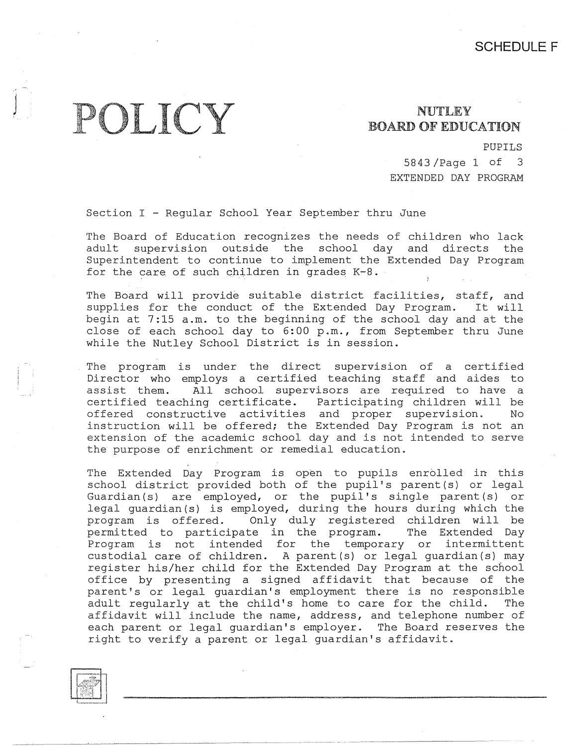SCHEDULE F

# POLICY

## NUTLEY BOARD OF EDUCATION

PUPILS

5843

EXTENDED DAY PROGRAM

Section I - Regular School Year September thru June

The Board of Education recognizes the needs of children who lack adult supervision outside the school day and directs the Superintendent to continue to implement the Extended Day Program for the care of such children in grades K-8.

The Board will provide suitable district facilities, staff, and supplies for the conduct of the Extended Day Program. It will begin at 7:15 a.m. to the beginning of the school day and at the close of each school day to 6:00 p.m., from September thru June while the Nutley School District is in session.

The program is under the direct supervision of a certified Director who employs a certified teaching staff and aides to assist them. All school supervisors are required to have a certified teaching certificate. Participating children will be offered constructive activities and proper supervision. No instruction will be offered; the Extended Day Program is not an extension of the academic school day and is not intended to serve the purpose of enrichment or remedial education.

The Extended Day Program is open to pupils enrolled in this school district provided both of the pupil's parent(s) or legal Guardian(s) are employed, or the pupil's single parent(s) or legal guardian(s) is employed, during the hours during which the program is offered. Only duly registered children will be permitted to participate in the program. The Extended Day Program is not intended for the temporary or intermittent custodial care of children. A parent(s) or legal guardian(s) may register his/her child for the Extended Day Program at the school office by presenting a signed affidavit that because of the parent's or legal guardian's employment there is no responsible adult regularly at the child's home to care for the child. The affidavit will include the name, address, and telephone number of each parent or legal guardian's employer. The Board reserves the right to verify a parent or legal guardian's affidavit.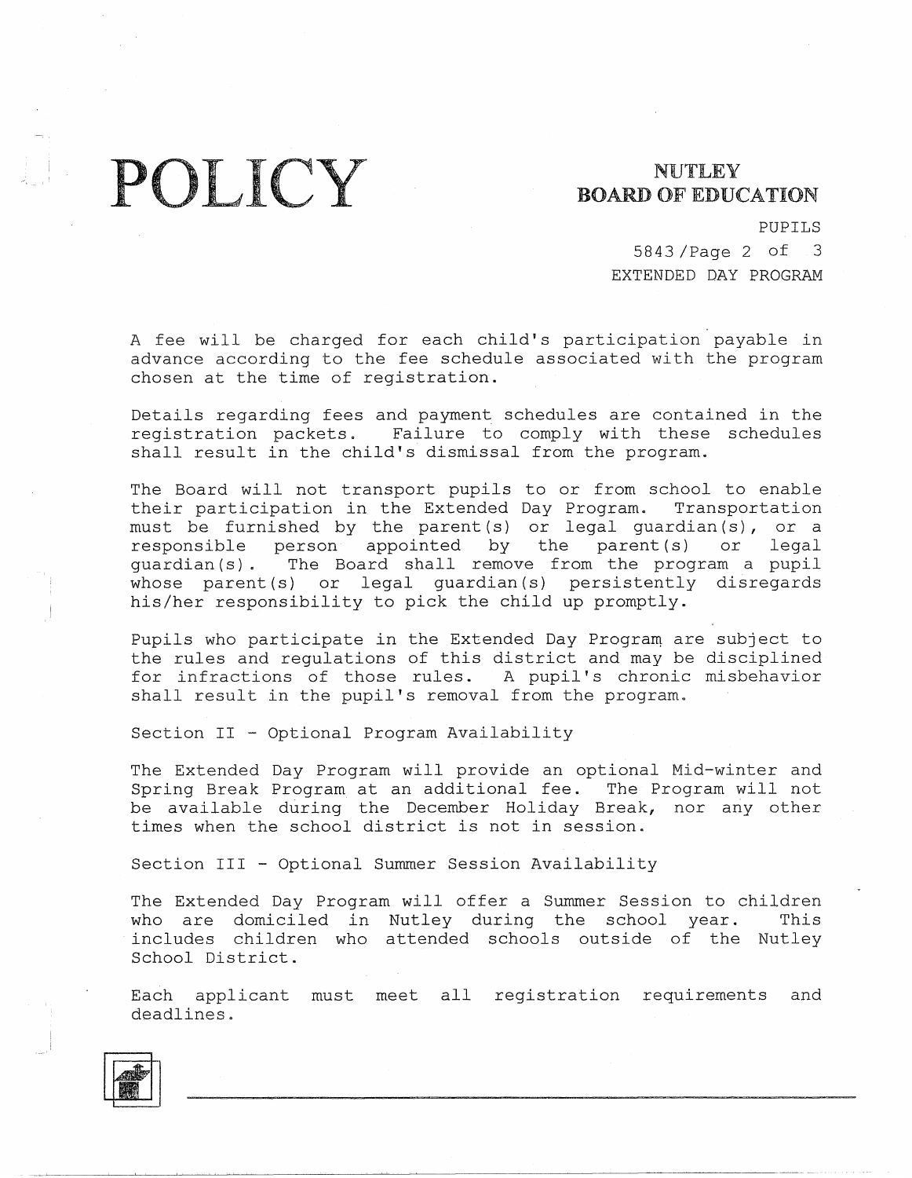A fee will be charged for each child's participation payable in advance according to the fee schedule associated with the program chosen at the time of registration.

Details regarding fees and payment schedules are contained in the registration packets. Failure to comply with these schedules shall result in the child's dismissal from the program.

The Board will not transport pupils to or from school to enable their participation in the Extended Day Program. Transportation must be furnished by the parent(s) or legal guardian(s), or a responsible person appointed by the parent(s) or legal guardian(s). The Board shall remove from the program a pupil whose parent(s) or legal guardian(s) persistently disregards his/her responsibility to pick the child up promptly.

Pupils who participate in the Extended Day Program are subject to the rules and regulations of this district and may be disciplined for infractions of those rules. A pupil's chronic misbehavior shall result in the pupil's removal from the program.

Section II - Optional Program Availability

The Extended Day Program will provide an optional Mid-winter and Spring Break Program at an additional fee. The Program will not be available during the December Holiday Break, nor any other times when the school district is not in session.

Section III - Optional Summer Session Availability

The Extended Day Program will offer a Summer Session to children who are domiciled in Nutley during the school year. This includes children who attended schools outside of the Nutley School District.

Each applicant must meet all registration requirements and deadlines.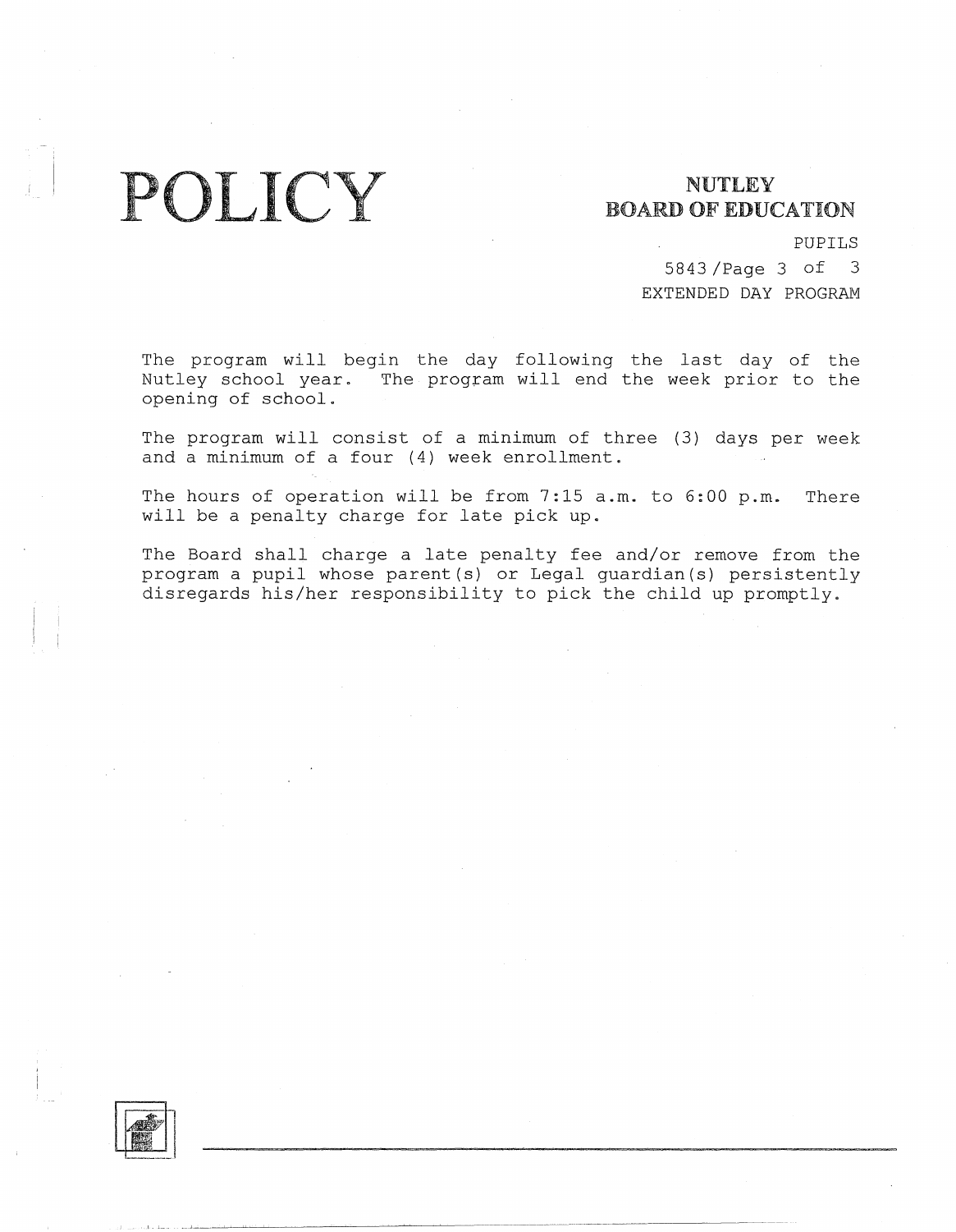The program will begin the day following the last day of the Nutley school year. The program will end the week prior to the opening of school.

The program will consist of a minimum of three (3) days per week and a minimum of a four (4) week enrollment.

The hours of operation will be from 7:15 a.m. to 6:00 p.m. There will be a penalty charge for late pick up.

The Board shall charge a late penalty fee and/or remove from the program a pupil whose parent(s) or Legal guardian(s) persistently disregards his/her responsibility to pick the child up promptly.